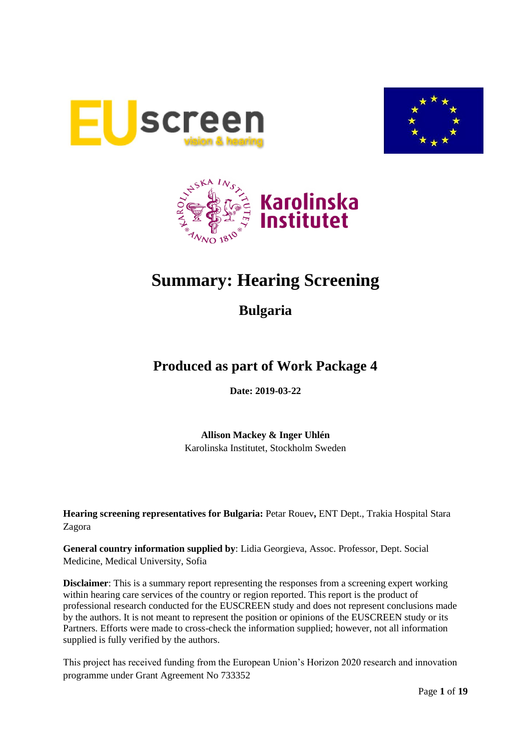# Summary: Hearing Screening

## Bulgaria

## Produced as part of Work Package 4

**Date: 2019-03-22**

**Allison Mackey & Inger Uhlén**
Karolinska Institutet, Stockholm Sweden

**Hearing screening representatives for Bulgaria:** Petar Rouev**,** ENT Dept., Trakia Hospital Stara Zagora

**General country information supplied by**: Lidia Georgieva, Assoc. Professor, Dept. Social Medicine, Medical University, Sofia

**Disclaimer**: This is a summary report representing the responses from a screening expert working within hearing care services of the country or region reported. This report is the product of professional research conducted for the EUSCREEN study and does not represent conclusions made by the authors. It is not meant to represent the position or opinions of the EUSCREEN study or its Partners. Efforts were made to cross-check the information supplied; however, not all information supplied is fully verified by the authors.

This project has received funding from the European Union's Horizon 2020 research and innovation programme under Grant Agreement No 733352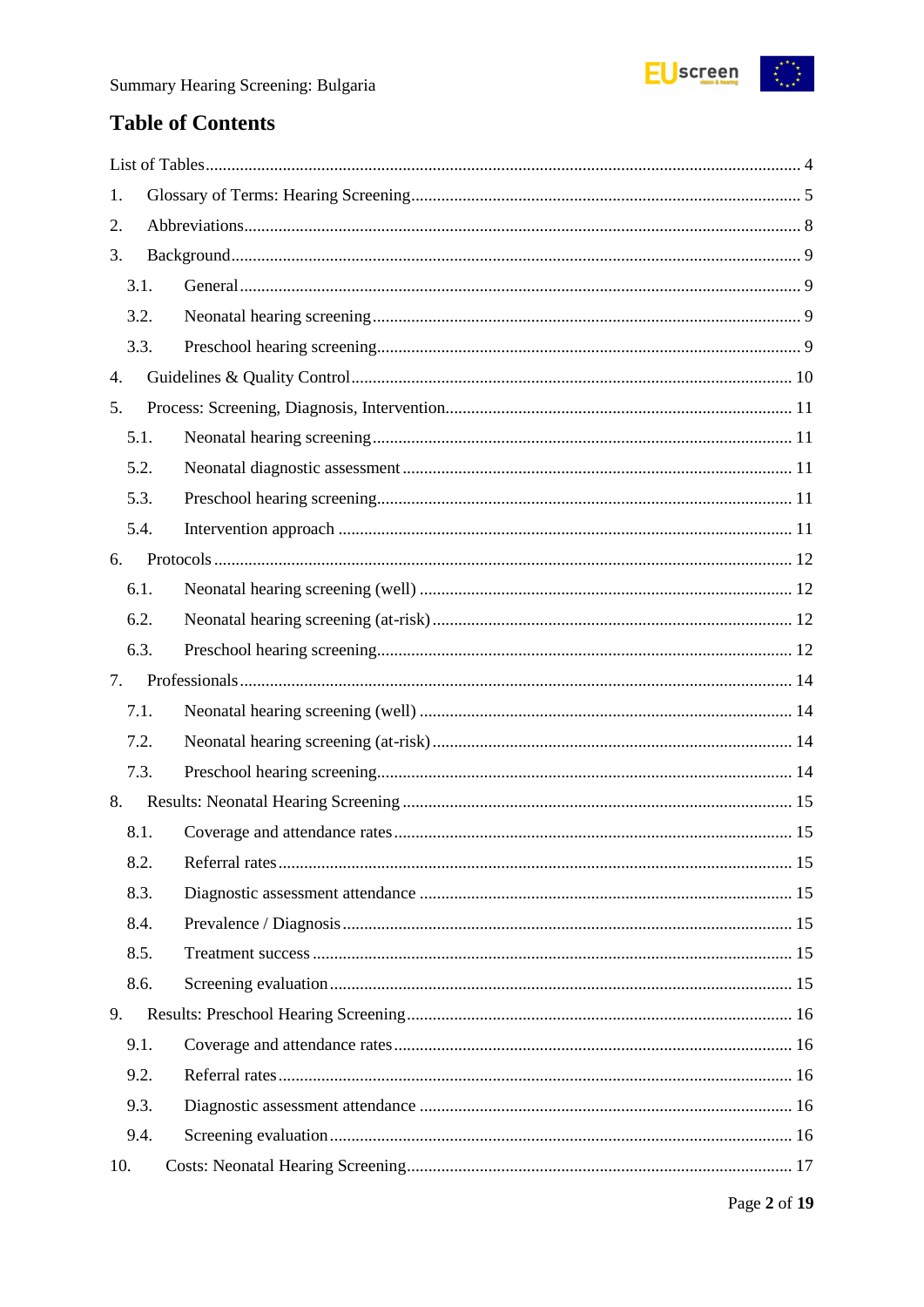# Table of Contents

List of Tables ........................................................................................................................ 4

1. Glossary of Terms: Hearing Screening ........................................................................ 5
2. Abbreviations ................................................................................................................ 8
3. Background .................................................................................................................. 9
   - 3.1. General ................................................................................................................ 9
   - 3.2. Neonatal hearing screening ................................................................................. 9
   - 3.3. Preschool hearing screening ................................................................................ 9
4. Guidelines & Quality Control ...................................................................................... 10
5. Process: Screening, Diagnosis, Intervention ................................................................ 11
   - 5.1. Neonatal hearing screening ................................................................................. 11
   - 5.2. Neonatal diagnostic assessment .......................................................................... 11
   - 5.3. Preschool hearing screening ................................................................................ 11
   - 5.4. Intervention approach ......................................................................................... 11
6. Protocols ..................................................................................................................... 12
   - 6.1. Neonatal hearing screening (well) ...................................................................... 12
   - 6.2. Neonatal hearing screening (at-risk) ................................................................... 12
   - 6.3. Preschool hearing screening ................................................................................ 12
7. Professionals ............................................................................................................... 14
   - 7.1. Neonatal hearing screening (well) ...................................................................... 14
   - 7.2. Neonatal hearing screening (at-risk) ................................................................... 14
   - 7.3. Preschool hearing screening ................................................................................ 14
8. Results: Neonatal Hearing Screening .......................................................................... 15
   - 8.1. Coverage and attendance rates ........................................................................... 15
   - 8.2. Referral rates ...................................................................................................... 15
   - 8.3. Diagnostic assessment attendance ...................................................................... 15
   - 8.4. Prevalence / Diagnosis ........................................................................................ 15
   - 8.5. Treatment success ............................................................................................... 15
   - 8.6. Screening evaluation ........................................................................................... 15
9. Results: Preschool Hearing Screening ......................................................................... 16
   - 9.1. Coverage and attendance rates ........................................................................... 16
   - 9.2. Referral rates ...................................................................................................... 16
   - 9.3. Diagnostic assessment attendance ...................................................................... 16
   - 9.4. Screening evaluation ........................................................................................... 16
10. Costs: Neonatal Hearing Screening ............................................................................ 17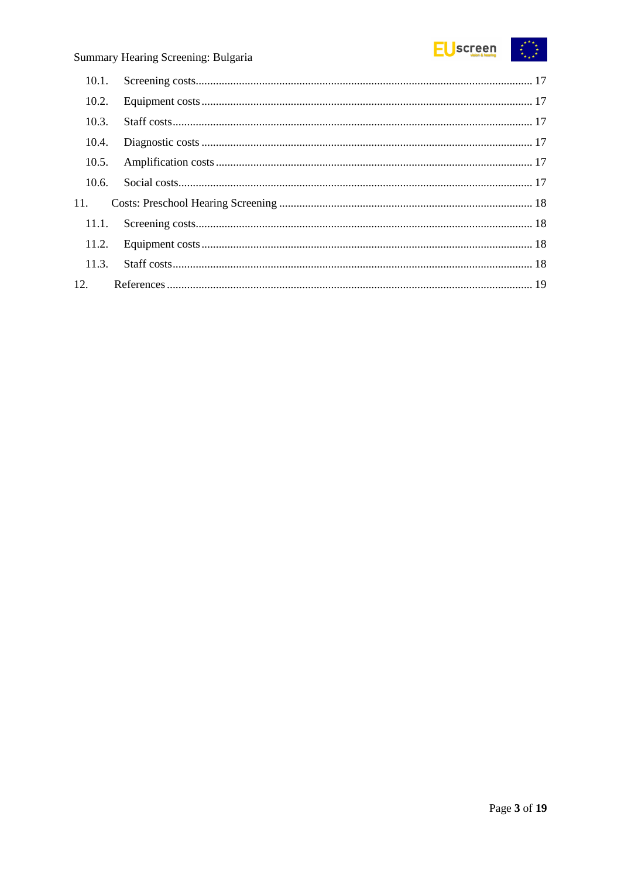10.1. Screening costs .................................................................................................... 17

10.2. Equipment costs ................................................................................................. 17

10.3. Staff costs ........................................................................................................... 17

10.4. Diagnostic costs ................................................................................................. 17

10.5. Amplification costs ............................................................................................ 17

10.6. Social costs .......................................................................................................... 17

11. Costs: Preschool Hearing Screening ....................................................................... 18

11.1. Screening costs .................................................................................................... 18

11.2. Equipment costs ................................................................................................. 18

11.3. Staff costs ........................................................................................................... 18

12. References ............................................................................................................... 19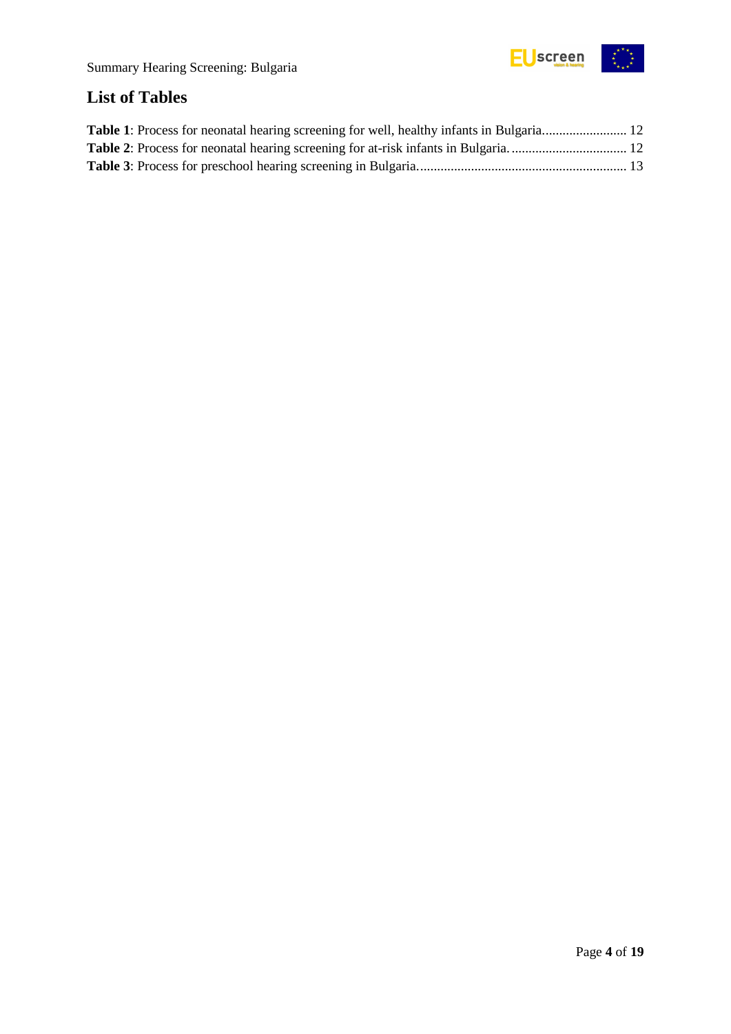## List of Tables

**Table 1**: Process for neonatal hearing screening for well, healthy infants in Bulgaria......................... 12
**Table 2**: Process for neonatal hearing screening for at-risk infants in Bulgaria. .................................. 12
**Table 3**: Process for preschool hearing screening in Bulgaria............................................................. 13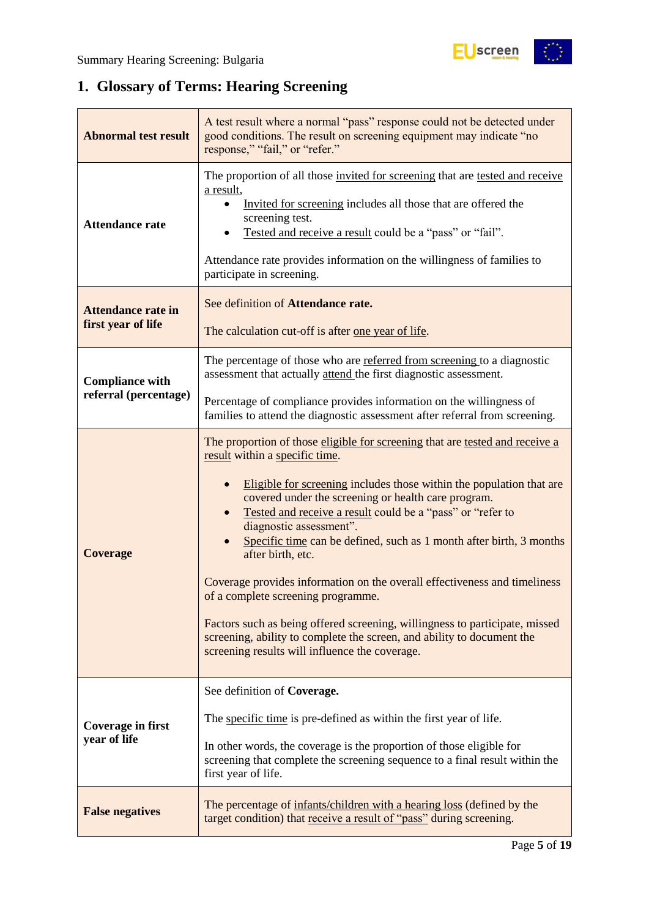# 1. Glossary of Terms: Hearing Screening

| | |
|---|---|
| **Abnormal test result** | A test result where a normal "pass" response could not be detected under good conditions. The result on screening equipment may indicate "no response," "fail," or "refer." |
| **Attendance rate** | The proportion of all those invited for screening that are tested and receive a result,<br>• Invited for screening includes all those that are offered the screening test.<br>• Tested and receive a result could be a "pass" or "fail".<br><br>Attendance rate provides information on the willingness of families to participate in screening. |
| **Attendance rate in first year of life** | See definition of **Attendance rate.**<br><br>The calculation cut-off is after one year of life. |
| **Compliance with referral (percentage)** | The percentage of those who are referred from screening to a diagnostic assessment that actually attend the first diagnostic assessment.<br><br>Percentage of compliance provides information on the willingness of families to attend the diagnostic assessment after referral from screening. |
| **Coverage** | The proportion of those eligible for screening that are tested and receive a result within a specific time.<br><br>• Eligible for screening includes those within the population that are covered under the screening or health care program.<br>• Tested and receive a result could be a "pass" or "refer to diagnostic assessment".<br>• Specific time can be defined, such as 1 month after birth, 3 months after birth, etc.<br><br>Coverage provides information on the overall effectiveness and timeliness of a complete screening programme.<br><br>Factors such as being offered screening, willingness to participate, missed screening, ability to complete the screen, and ability to document the screening results will influence the coverage. |
| **Coverage in first year of life** | See definition of **Coverage.**<br><br>The specific time is pre-defined as within the first year of life.<br><br>In other words, the coverage is the proportion of those eligible for screening that complete the screening sequence to a final result within the first year of life. |
| **False negatives** | The percentage of infants/children with a hearing loss (defined by the target condition) that receive a result of "pass" during screening. |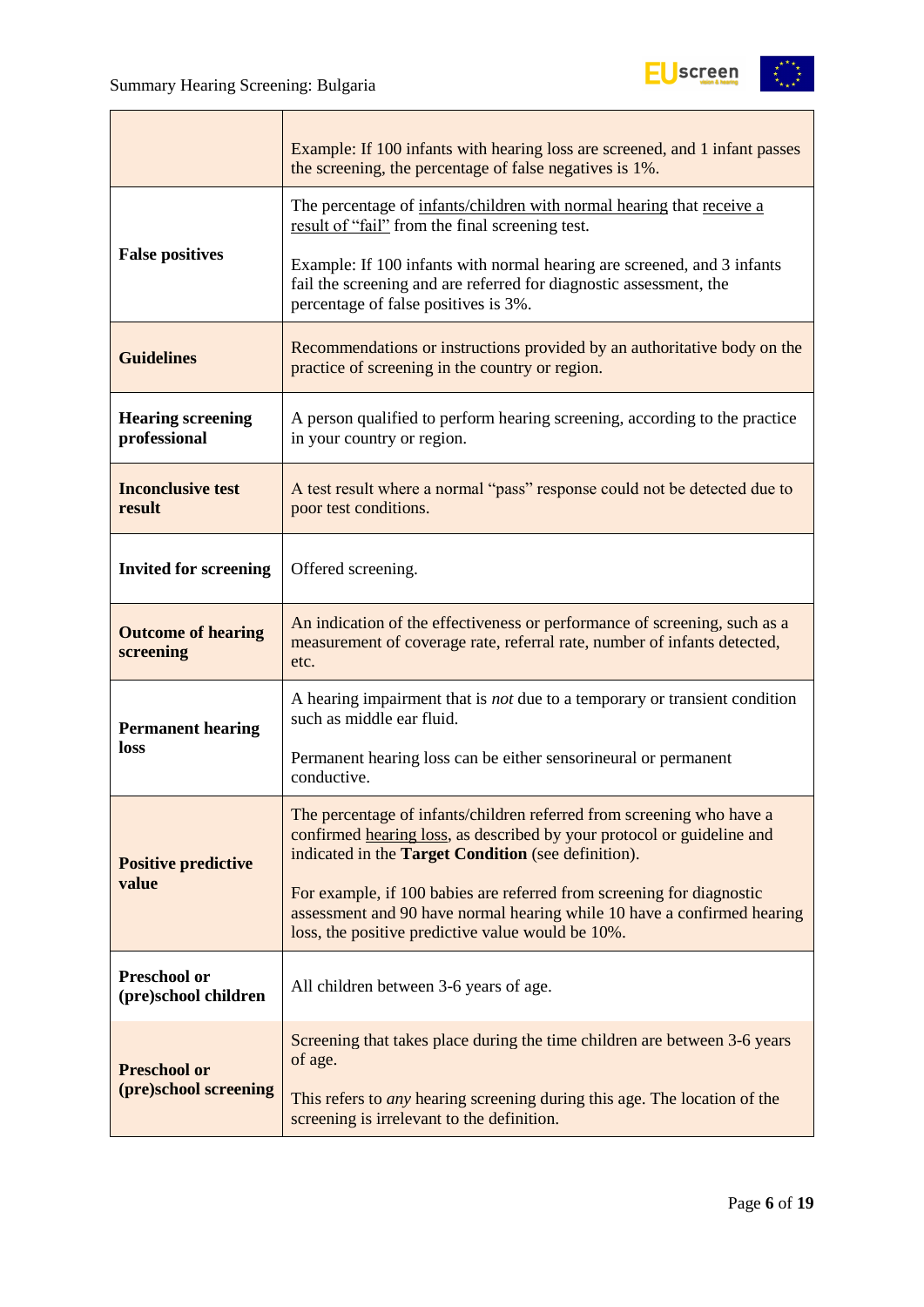| | |
|---|---|
| | Example: If 100 infants with hearing loss are screened, and 1 infant passes the screening, the percentage of false negatives is 1%. |
| **False positives** | The percentage of infants/children with normal hearing that receive a result of "fail" from the final screening test.<br><br>Example: If 100 infants with normal hearing are screened, and 3 infants fail the screening and are referred for diagnostic assessment, the percentage of false positives is 3%. |
| **Guidelines** | Recommendations or instructions provided by an authoritative body on the practice of screening in the country or region. |
| **Hearing screening professional** | A person qualified to perform hearing screening, according to the practice in your country or region. |
| **Inconclusive test result** | A test result where a normal "pass" response could not be detected due to poor test conditions. |
| **Invited for screening** | Offered screening. |
| **Outcome of hearing screening** | An indication of the effectiveness or performance of screening, such as a measurement of coverage rate, referral rate, number of infants detected, etc. |
| **Permanent hearing loss** | A hearing impairment that is *not* due to a temporary or transient condition such as middle ear fluid.<br><br>Permanent hearing loss can be either sensorineural or permanent conductive. |
| **Positive predictive value** | The percentage of infants/children referred from screening who have a confirmed hearing loss, as described by your protocol or guideline and indicated in the **Target Condition** (see definition).<br><br>For example, if 100 babies are referred from screening for diagnostic assessment and 90 have normal hearing while 10 have a confirmed hearing loss, the positive predictive value would be 10%. |
| **Preschool or (pre)school children** | All children between 3-6 years of age. |
| **Preschool or (pre)school screening** | Screening that takes place during the time children are between 3-6 years of age.<br><br>This refers to *any* hearing screening during this age. The location of the screening is irrelevant to the definition. |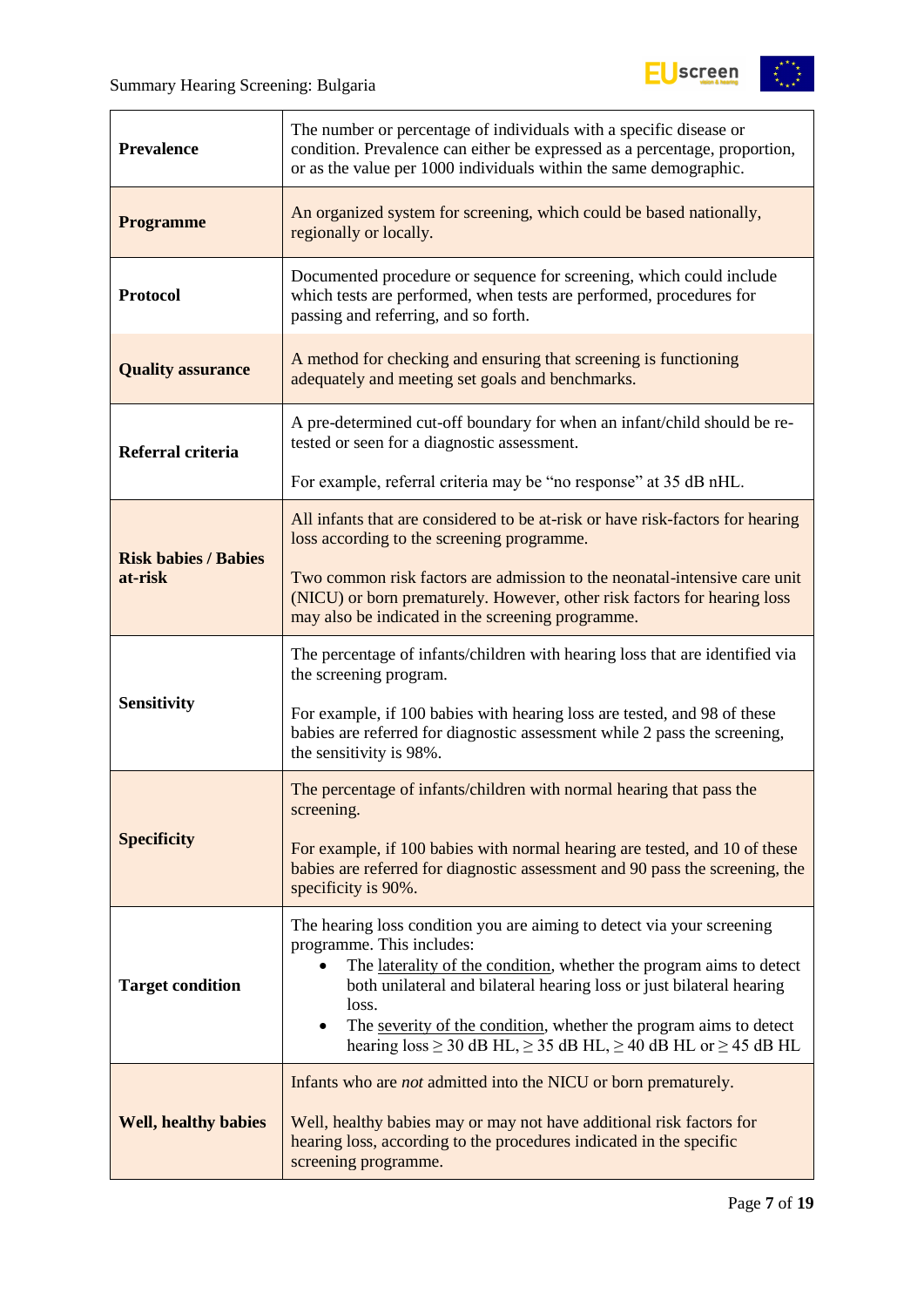| | |
|---|---|
| **Prevalence** | The number or percentage of individuals with a specific disease or condition. Prevalence can either be expressed as a percentage, proportion, or as the value per 1000 individuals within the same demographic. |
| **Programme** | An organized system for screening, which could be based nationally, regionally or locally. |
| **Protocol** | Documented procedure or sequence for screening, which could include which tests are performed, when tests are performed, procedures for passing and referring, and so forth. |
| **Quality assurance** | A method for checking and ensuring that screening is functioning adequately and meeting set goals and benchmarks. |
| **Referral criteria** | A pre-determined cut-off boundary for when an infant/child should be re-tested or seen for a diagnostic assessment.<br><br>For example, referral criteria may be "no response" at 35 dB nHL. |
| **Risk babies / Babies at-risk** | All infants that are considered to be at-risk or have risk-factors for hearing loss according to the screening programme.<br><br>Two common risk factors are admission to the neonatal-intensive care unit (NICU) or born prematurely. However, other risk factors for hearing loss may also be indicated in the screening programme. |
| **Sensitivity** | The percentage of infants/children with hearing loss that are identified via the screening program.<br><br>For example, if 100 babies with hearing loss are tested, and 98 of these babies are referred for diagnostic assessment while 2 pass the screening, the sensitivity is 98%. |
| **Specificity** | The percentage of infants/children with normal hearing that pass the screening.<br><br>For example, if 100 babies with normal hearing are tested, and 10 of these babies are referred for diagnostic assessment and 90 pass the screening, the specificity is 90%. |
| **Target condition** | The hearing loss condition you are aiming to detect via your screening programme. This includes:<br>• The laterality of the condition, whether the program aims to detect both unilateral and bilateral hearing loss or just bilateral hearing loss.<br>• The severity of the condition, whether the program aims to detect hearing loss ≥ 30 dB HL, ≥ 35 dB HL, ≥ 40 dB HL or ≥ 45 dB HL |
| **Well, healthy babies** | Infants who are *not* admitted into the NICU or born prematurely.<br><br>Well, healthy babies may or may not have additional risk factors for hearing loss, according to the procedures indicated in the specific screening programme. |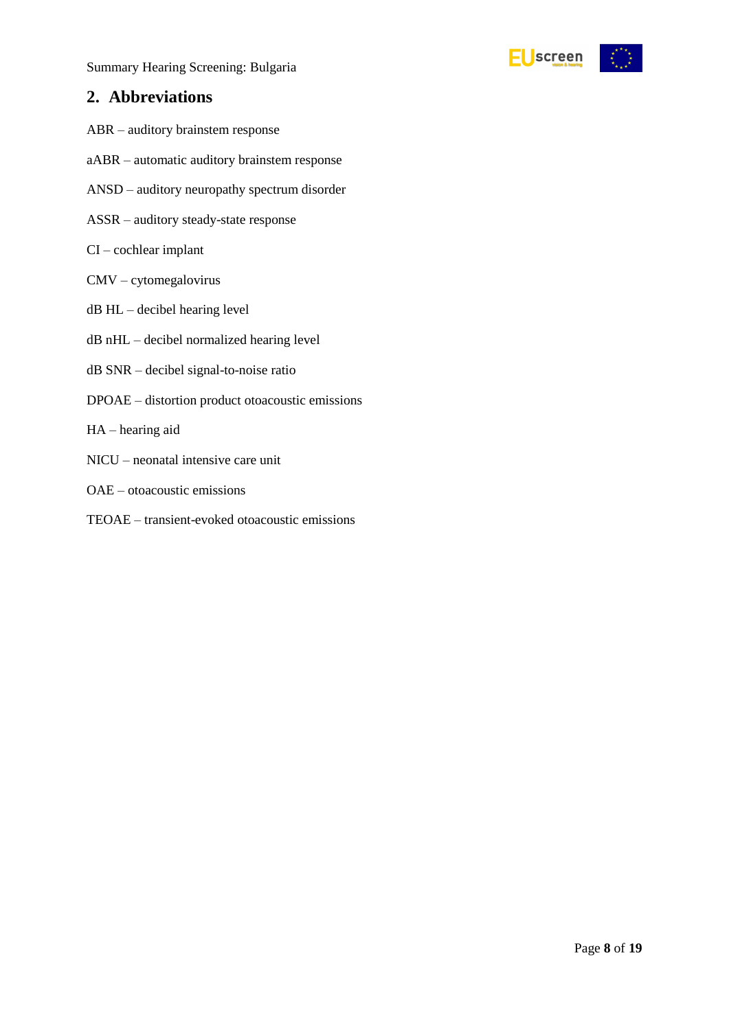## 2. Abbreviations

ABR – auditory brainstem response

aABR – automatic auditory brainstem response

ANSD – auditory neuropathy spectrum disorder

ASSR – auditory steady-state response

CI – cochlear implant

CMV – cytomegalovirus

dB HL – decibel hearing level

dB nHL – decibel normalized hearing level

dB SNR – decibel signal-to-noise ratio

DPOAE – distortion product otoacoustic emissions

HA – hearing aid

NICU – neonatal intensive care unit

OAE – otoacoustic emissions

TEOAE – transient-evoked otoacoustic emissions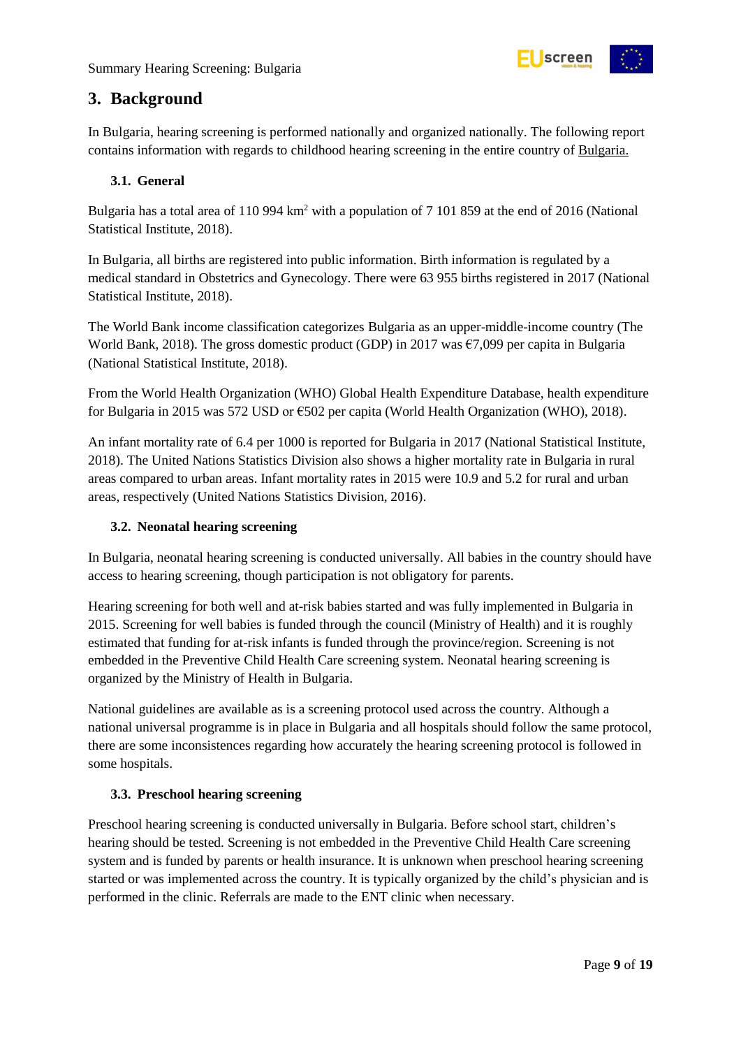# 3. Background

In Bulgaria, hearing screening is performed nationally and organized nationally. The following report contains information with regards to childhood hearing screening in the entire country of Bulgaria.

## 3.1. General

Bulgaria has a total area of 110 994 km$^2$ with a population of 7 101 859 at the end of 2016 (National Statistical Institute, 2018).

In Bulgaria, all births are registered into public information. Birth information is regulated by a medical standard in Obstetrics and Gynecology. There were 63 955 births registered in 2017 (National Statistical Institute, 2018).

The World Bank income classification categorizes Bulgaria as an upper-middle-income country (The World Bank, 2018). The gross domestic product (GDP) in 2017 was €7,099 per capita in Bulgaria (National Statistical Institute, 2018).

From the World Health Organization (WHO) Global Health Expenditure Database, health expenditure for Bulgaria in 2015 was 572 USD or €502 per capita (World Health Organization (WHO), 2018).

An infant mortality rate of 6.4 per 1000 is reported for Bulgaria in 2017 (National Statistical Institute, 2018). The United Nations Statistics Division also shows a higher mortality rate in Bulgaria in rural areas compared to urban areas. Infant mortality rates in 2015 were 10.9 and 5.2 for rural and urban areas, respectively (United Nations Statistics Division, 2016).

## 3.2. Neonatal hearing screening

In Bulgaria, neonatal hearing screening is conducted universally. All babies in the country should have access to hearing screening, though participation is not obligatory for parents.

Hearing screening for both well and at-risk babies started and was fully implemented in Bulgaria in 2015. Screening for well babies is funded through the council (Ministry of Health) and it is roughly estimated that funding for at-risk infants is funded through the province/region. Screening is not embedded in the Preventive Child Health Care screening system. Neonatal hearing screening is organized by the Ministry of Health in Bulgaria.

National guidelines are available as is a screening protocol used across the country. Although a national universal programme is in place in Bulgaria and all hospitals should follow the same protocol, there are some inconsistences regarding how accurately the hearing screening protocol is followed in some hospitals.

## 3.3. Preschool hearing screening

Preschool hearing screening is conducted universally in Bulgaria. Before school start, children's hearing should be tested. Screening is not embedded in the Preventive Child Health Care screening system and is funded by parents or health insurance. It is unknown when preschool hearing screening started or was implemented across the country. It is typically organized by the child's physician and is performed in the clinic. Referrals are made to the ENT clinic when necessary.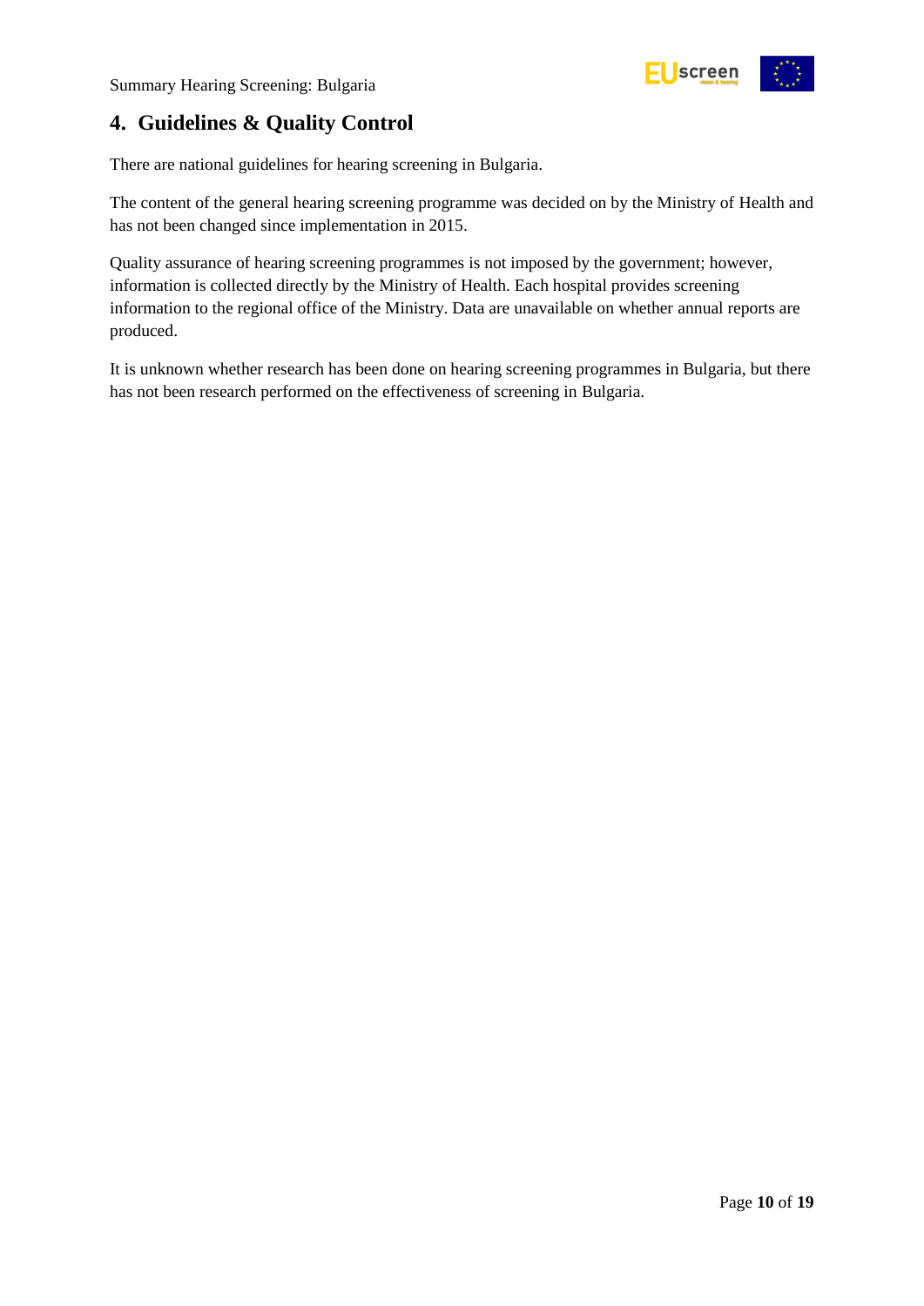## 4. Guidelines & Quality Control

There are national guidelines for hearing screening in Bulgaria.

The content of the general hearing screening programme was decided on by the Ministry of Health and has not been changed since implementation in 2015.

Quality assurance of hearing screening programmes is not imposed by the government; however, information is collected directly by the Ministry of Health. Each hospital provides screening information to the regional office of the Ministry. Data are unavailable on whether annual reports are produced.

It is unknown whether research has been done on hearing screening programmes in Bulgaria, but there has not been research performed on the effectiveness of screening in Bulgaria.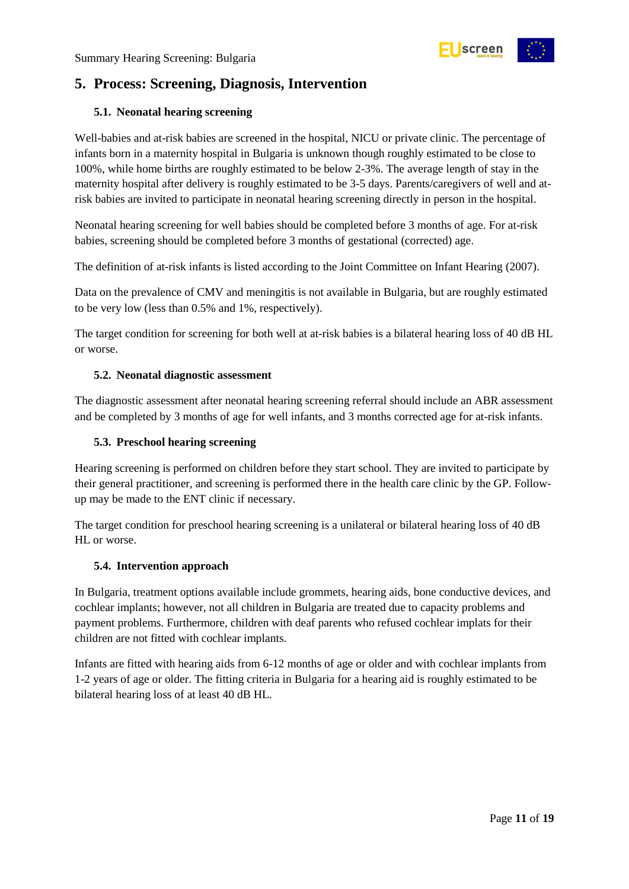## 5. Process: Screening, Diagnosis, Intervention

### 5.1. Neonatal hearing screening

Well-babies and at-risk babies are screened in the hospital, NICU or private clinic. The percentage of infants born in a maternity hospital in Bulgaria is unknown though roughly estimated to be close to 100%, while home births are roughly estimated to be below 2-3%. The average length of stay in the maternity hospital after delivery is roughly estimated to be 3-5 days. Parents/caregivers of well and at-risk babies are invited to participate in neonatal hearing screening directly in person in the hospital.

Neonatal hearing screening for well babies should be completed before 3 months of age. For at-risk babies, screening should be completed before 3 months of gestational (corrected) age.

The definition of at-risk infants is listed according to the Joint Committee on Infant Hearing (2007).

Data on the prevalence of CMV and meningitis is not available in Bulgaria, but are roughly estimated to be very low (less than 0.5% and 1%, respectively).

The target condition for screening for both well at at-risk babies is a bilateral hearing loss of 40 dB HL or worse.

### 5.2. Neonatal diagnostic assessment

The diagnostic assessment after neonatal hearing screening referral should include an ABR assessment and be completed by 3 months of age for well infants, and 3 months corrected age for at-risk infants.

### 5.3. Preschool hearing screening

Hearing screening is performed on children before they start school. They are invited to participate by their general practitioner, and screening is performed there in the health care clinic by the GP. Follow-up may be made to the ENT clinic if necessary.

The target condition for preschool hearing screening is a unilateral or bilateral hearing loss of 40 dB HL or worse.

### 5.4. Intervention approach

In Bulgaria, treatment options available include grommets, hearing aids, bone conductive devices, and cochlear implants; however, not all children in Bulgaria are treated due to capacity problems and payment problems. Furthermore, children with deaf parents who refused cochlear implats for their children are not fitted with cochlear implants.

Infants are fitted with hearing aids from 6-12 months of age or older and with cochlear implants from 1-2 years of age or older. The fitting criteria in Bulgaria for a hearing aid is roughly estimated to be bilateral hearing loss of at least 40 dB HL.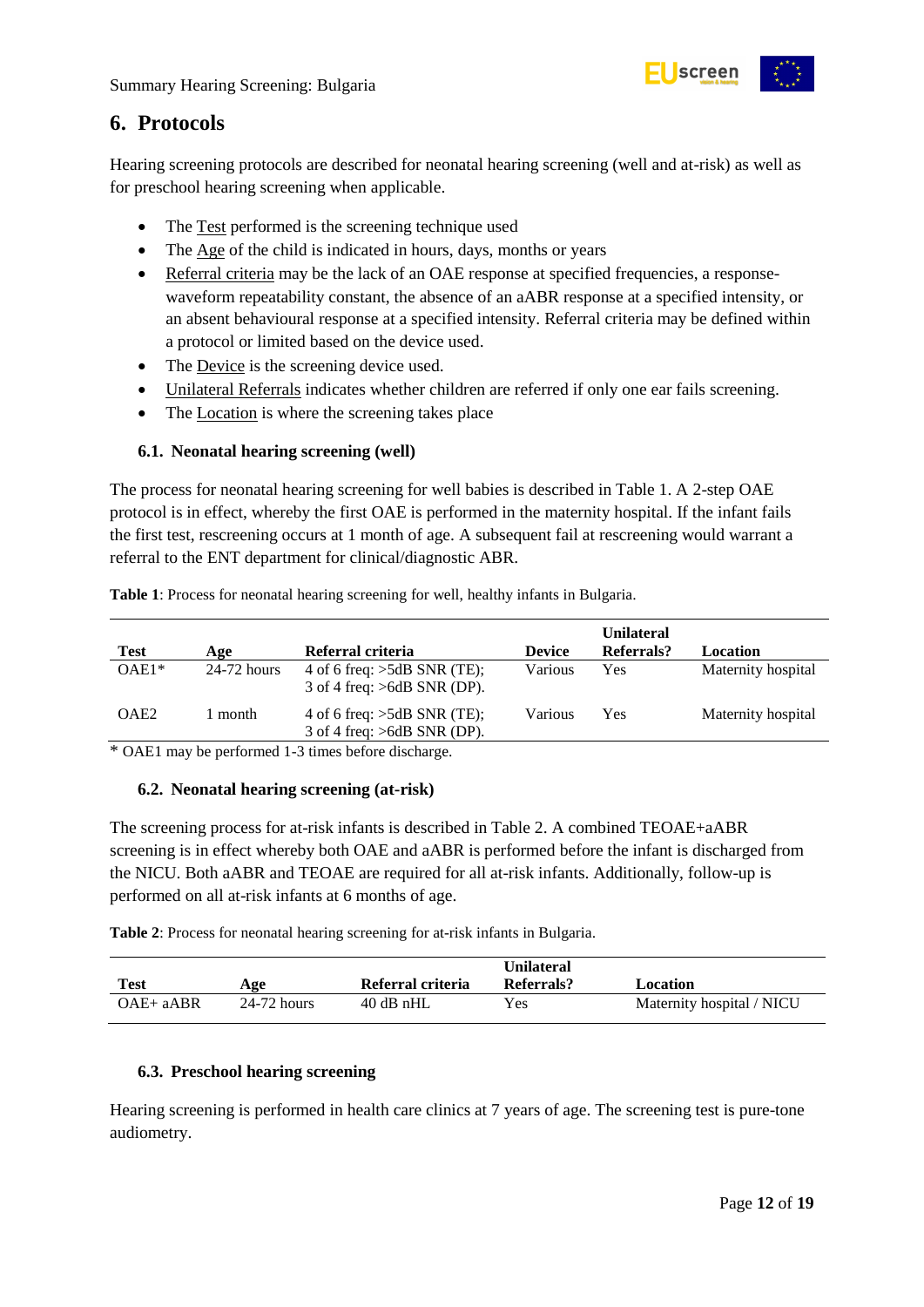## 6. Protocols

Hearing screening protocols are described for neonatal hearing screening (well and at-risk) as well as for preschool hearing screening when applicable.

- The Test performed is the screening technique used
- The Age of the child is indicated in hours, days, months or years
- Referral criteria may be the lack of an OAE response at specified frequencies, a response-waveform repeatability constant, the absence of an aABR response at a specified intensity, or an absent behavioural response at a specified intensity. Referral criteria may be defined within a protocol or limited based on the device used.
- The Device is the screening device used.
- Unilateral Referrals indicates whether children are referred if only one ear fails screening.
- The Location is where the screening takes place

### 6.1. Neonatal hearing screening (well)

The process for neonatal hearing screening for well babies is described in Table 1. A 2-step OAE protocol is in effect, whereby the first OAE is performed in the maternity hospital. If the infant fails the first test, rescreening occurs at 1 month of age. A subsequent fail at rescreening would warrant a referral to the ENT department for clinical/diagnostic ABR.

**Table 1**: Process for neonatal hearing screening for well, healthy infants in Bulgaria.

| Test | Age | Referral criteria | Device | Unilateral Referrals? | Location |
|---|---|---|---|---|---|
| OAE1* | 24-72 hours | 4 of 6 freq: >5dB SNR (TE); 3 of 4 freq: >6dB SNR (DP). | Various | Yes | Maternity hospital |
| OAE2 | 1 month | 4 of 6 freq: >5dB SNR (TE); 3 of 4 freq: >6dB SNR (DP). | Various | Yes | Maternity hospital |

* OAE1 may be performed 1-3 times before discharge.

### 6.2. Neonatal hearing screening (at-risk)

The screening process for at-risk infants is described in Table 2. A combined TEOAE+aABR screening is in effect whereby both OAE and aABR is performed before the infant is discharged from the NICU. Both aABR and TEOAE are required for all at-risk infants. Additionally, follow-up is performed on all at-risk infants at 6 months of age.

**Table 2**: Process for neonatal hearing screening for at-risk infants in Bulgaria.

| Test | Age | Referral criteria | Unilateral Referrals? | Location |
|---|---|---|---|---|
| OAE+ aABR | 24-72 hours | 40 dB nHL | Yes | Maternity hospital / NICU |

### 6.3. Preschool hearing screening

Hearing screening is performed in health care clinics at 7 years of age. The screening test is pure-tone audiometry.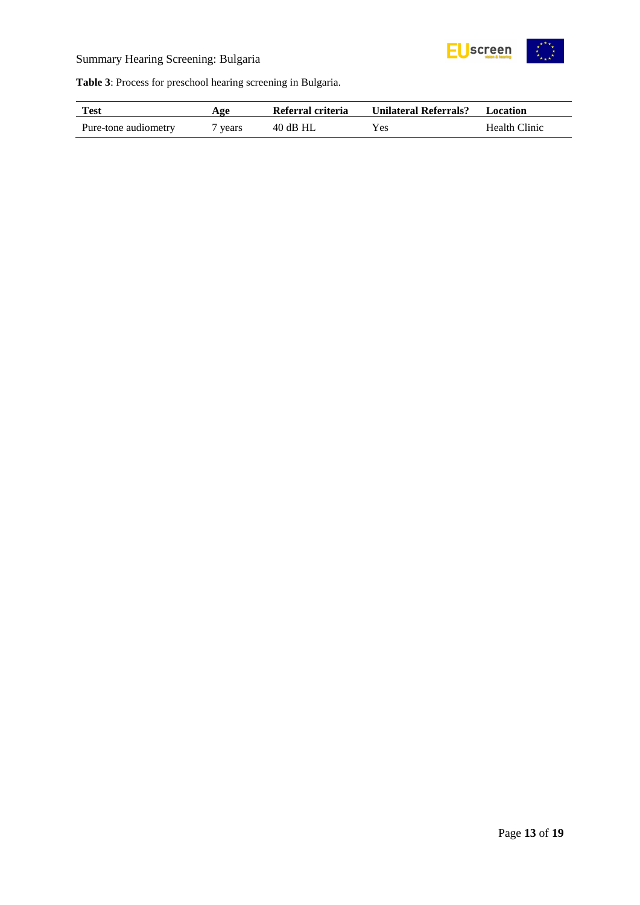**Table 3**: Process for preschool hearing screening in Bulgaria.

| Test | Age | Referral criteria | Unilateral Referrals? | Location |
|---|---|---|---|---|
| Pure-tone audiometry | 7 years | 40 dB HL | Yes | Health Clinic |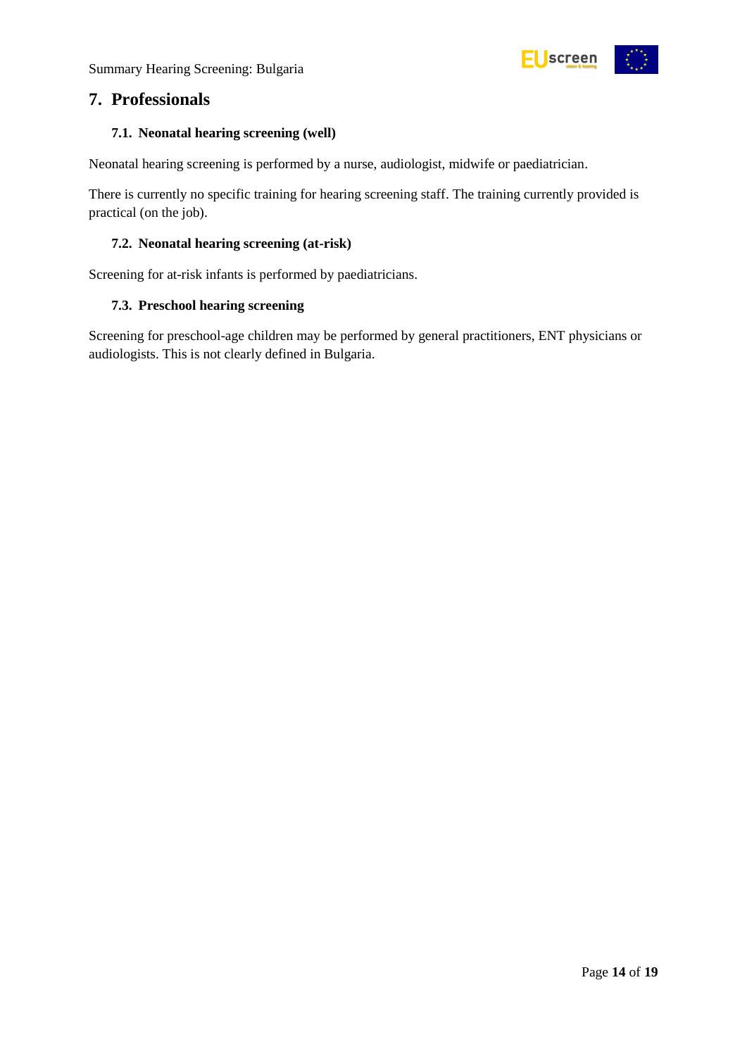## 7. Professionals

### 7.1. Neonatal hearing screening (well)

Neonatal hearing screening is performed by a nurse, audiologist, midwife or paediatrician.

There is currently no specific training for hearing screening staff. The training currently provided is practical (on the job).

### 7.2. Neonatal hearing screening (at-risk)

Screening for at-risk infants is performed by paediatricians.

### 7.3. Preschool hearing screening

Screening for preschool-age children may be performed by general practitioners, ENT physicians or audiologists. This is not clearly defined in Bulgaria.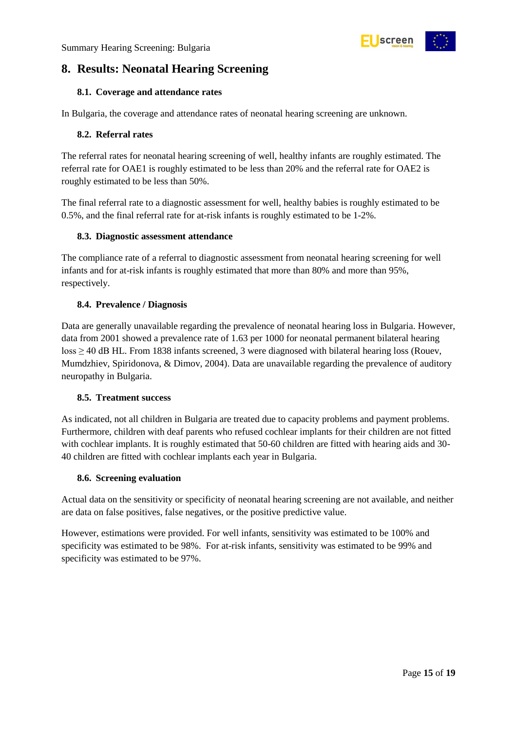# 8. Results: Neonatal Hearing Screening

## 8.1. Coverage and attendance rates

In Bulgaria, the coverage and attendance rates of neonatal hearing screening are unknown.

## 8.2. Referral rates

The referral rates for neonatal hearing screening of well, healthy infants are roughly estimated. The referral rate for OAE1 is roughly estimated to be less than 20% and the referral rate for OAE2 is roughly estimated to be less than 50%.

The final referral rate to a diagnostic assessment for well, healthy babies is roughly estimated to be 0.5%, and the final referral rate for at-risk infants is roughly estimated to be 1-2%.

## 8.3. Diagnostic assessment attendance

The compliance rate of a referral to diagnostic assessment from neonatal hearing screening for well infants and for at-risk infants is roughly estimated that more than 80% and more than 95%, respectively.

## 8.4. Prevalence / Diagnosis

Data are generally unavailable regarding the prevalence of neonatal hearing loss in Bulgaria. However, data from 2001 showed a prevalence rate of 1.63 per 1000 for neonatal permanent bilateral hearing loss $\geq$ 40 dB HL. From 1838 infants screened, 3 were diagnosed with bilateral hearing loss (Rouev, Mumdzhiev, Spiridonova, & Dimov, 2004). Data are unavailable regarding the prevalence of auditory neuropathy in Bulgaria.

## 8.5. Treatment success

As indicated, not all children in Bulgaria are treated due to capacity problems and payment problems. Furthermore, children with deaf parents who refused cochlear implants for their children are not fitted with cochlear implants. It is roughly estimated that 50-60 children are fitted with hearing aids and 30-40 children are fitted with cochlear implants each year in Bulgaria.

## 8.6. Screening evaluation

Actual data on the sensitivity or specificity of neonatal hearing screening are not available, and neither are data on false positives, false negatives, or the positive predictive value.

However, estimations were provided. For well infants, sensitivity was estimated to be 100% and specificity was estimated to be 98%. For at-risk infants, sensitivity was estimated to be 99% and specificity was estimated to be 97%.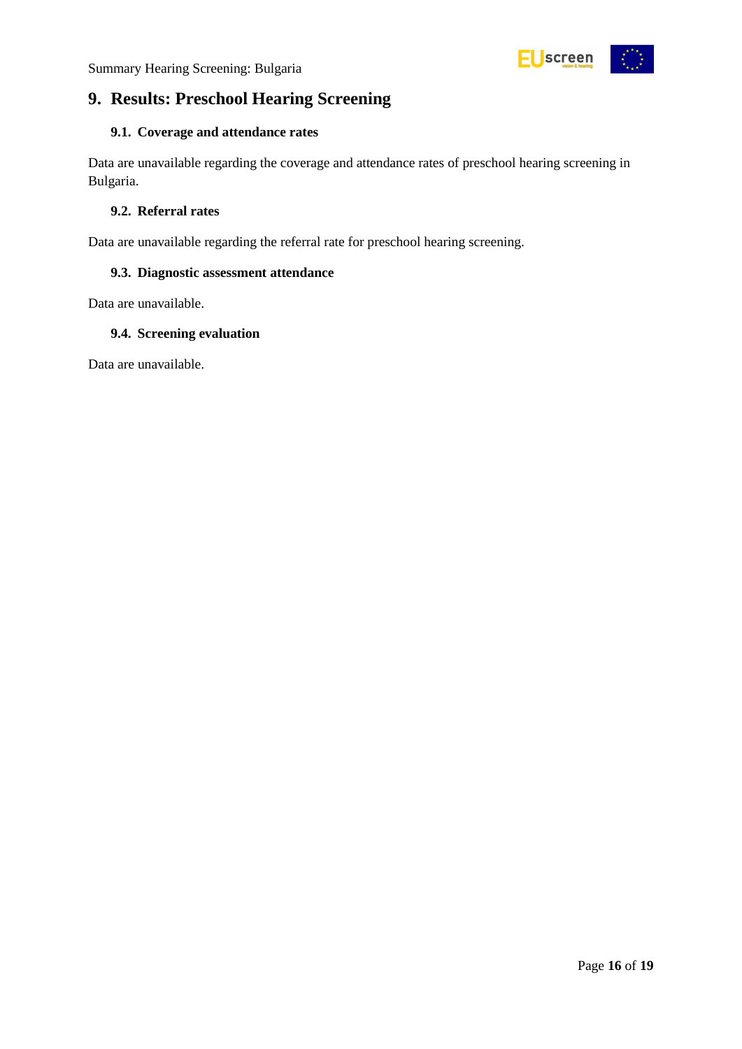# 9. Results: Preschool Hearing Screening

## 9.1. Coverage and attendance rates

Data are unavailable regarding the coverage and attendance rates of preschool hearing screening in Bulgaria.

## 9.2. Referral rates

Data are unavailable regarding the referral rate for preschool hearing screening.

## 9.3. Diagnostic assessment attendance

Data are unavailable.

## 9.4. Screening evaluation

Data are unavailable.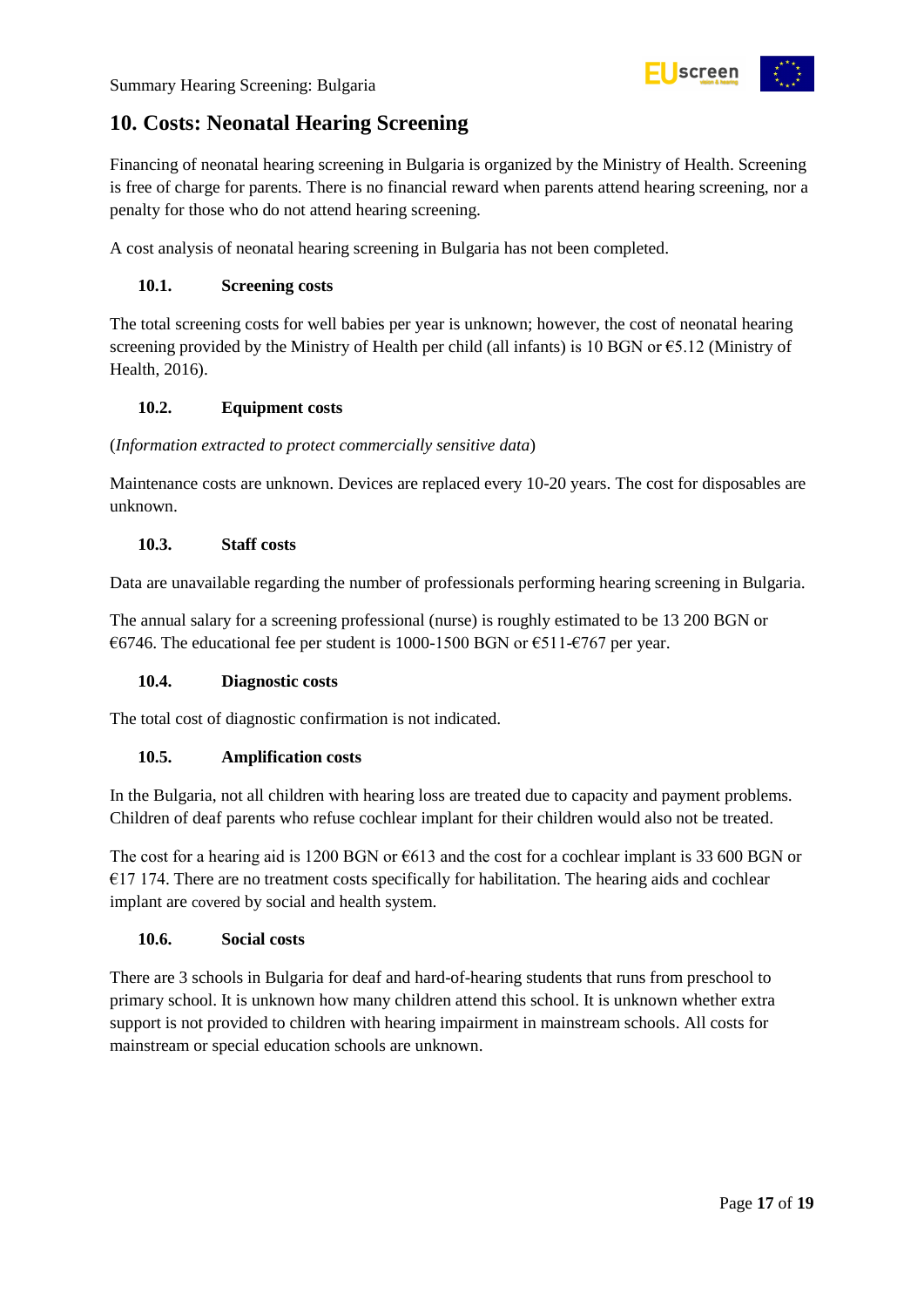# 10. Costs: Neonatal Hearing Screening

Financing of neonatal hearing screening in Bulgaria is organized by the Ministry of Health. Screening is free of charge for parents. There is no financial reward when parents attend hearing screening, nor a penalty for those who do not attend hearing screening.

A cost analysis of neonatal hearing screening in Bulgaria has not been completed.

## 10.1. Screening costs

The total screening costs for well babies per year is unknown; however, the cost of neonatal hearing screening provided by the Ministry of Health per child (all infants) is 10 BGN or €5.12 (Ministry of Health, 2016).

## 10.2. Equipment costs

(*Information extracted to protect commercially sensitive data*)

Maintenance costs are unknown. Devices are replaced every 10-20 years. The cost for disposables are unknown.

## 10.3. Staff costs

Data are unavailable regarding the number of professionals performing hearing screening in Bulgaria.

The annual salary for a screening professional (nurse) is roughly estimated to be 13 200 BGN or €6746. The educational fee per student is 1000-1500 BGN or €511-€767 per year.

## 10.4. Diagnostic costs

The total cost of diagnostic confirmation is not indicated.

## 10.5. Amplification costs

In the Bulgaria, not all children with hearing loss are treated due to capacity and payment problems. Children of deaf parents who refuse cochlear implant for their children would also not be treated.

The cost for a hearing aid is 1200 BGN or €613 and the cost for a cochlear implant is 33 600 BGN or €17 174. There are no treatment costs specifically for habilitation. The hearing aids and cochlear implant are covered by social and health system.

## 10.6. Social costs

There are 3 schools in Bulgaria for deaf and hard-of-hearing students that runs from preschool to primary school. It is unknown how many children attend this school. It is unknown whether extra support is not provided to children with hearing impairment in mainstream schools. All costs for mainstream or special education schools are unknown.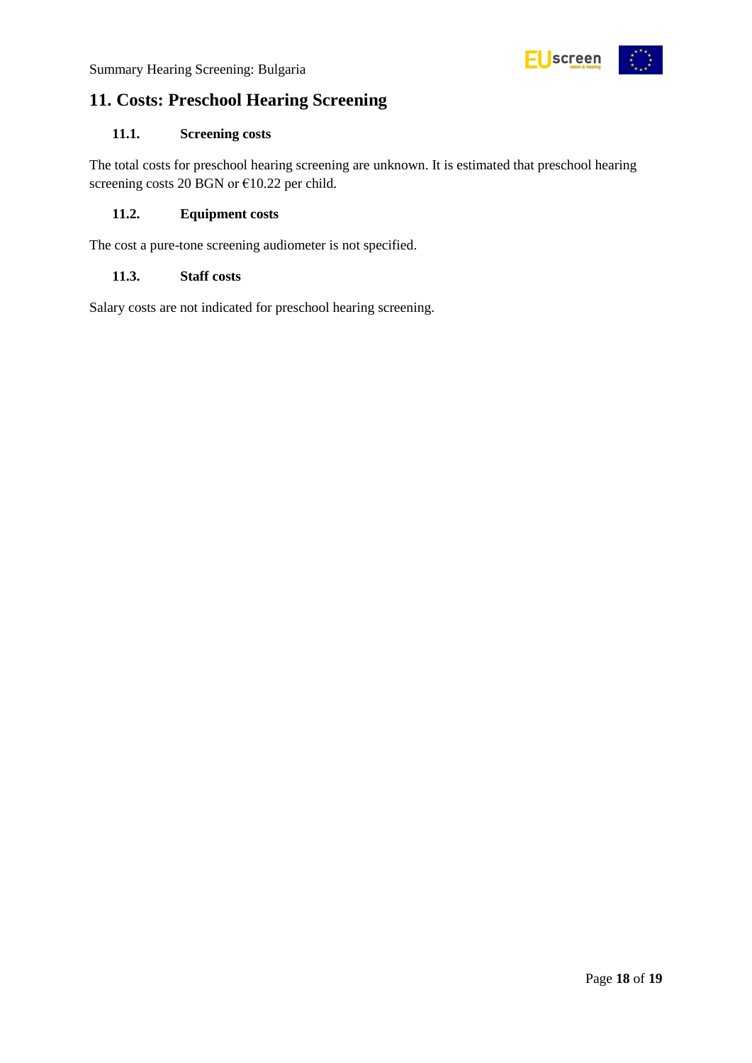## 11. Costs: Preschool Hearing Screening

### 11.1. Screening costs

The total costs for preschool hearing screening are unknown. It is estimated that preschool hearing screening costs 20 BGN or €10.22 per child.

### 11.2. Equipment costs

The cost a pure-tone screening audiometer is not specified.

### 11.3. Staff costs

Salary costs are not indicated for preschool hearing screening.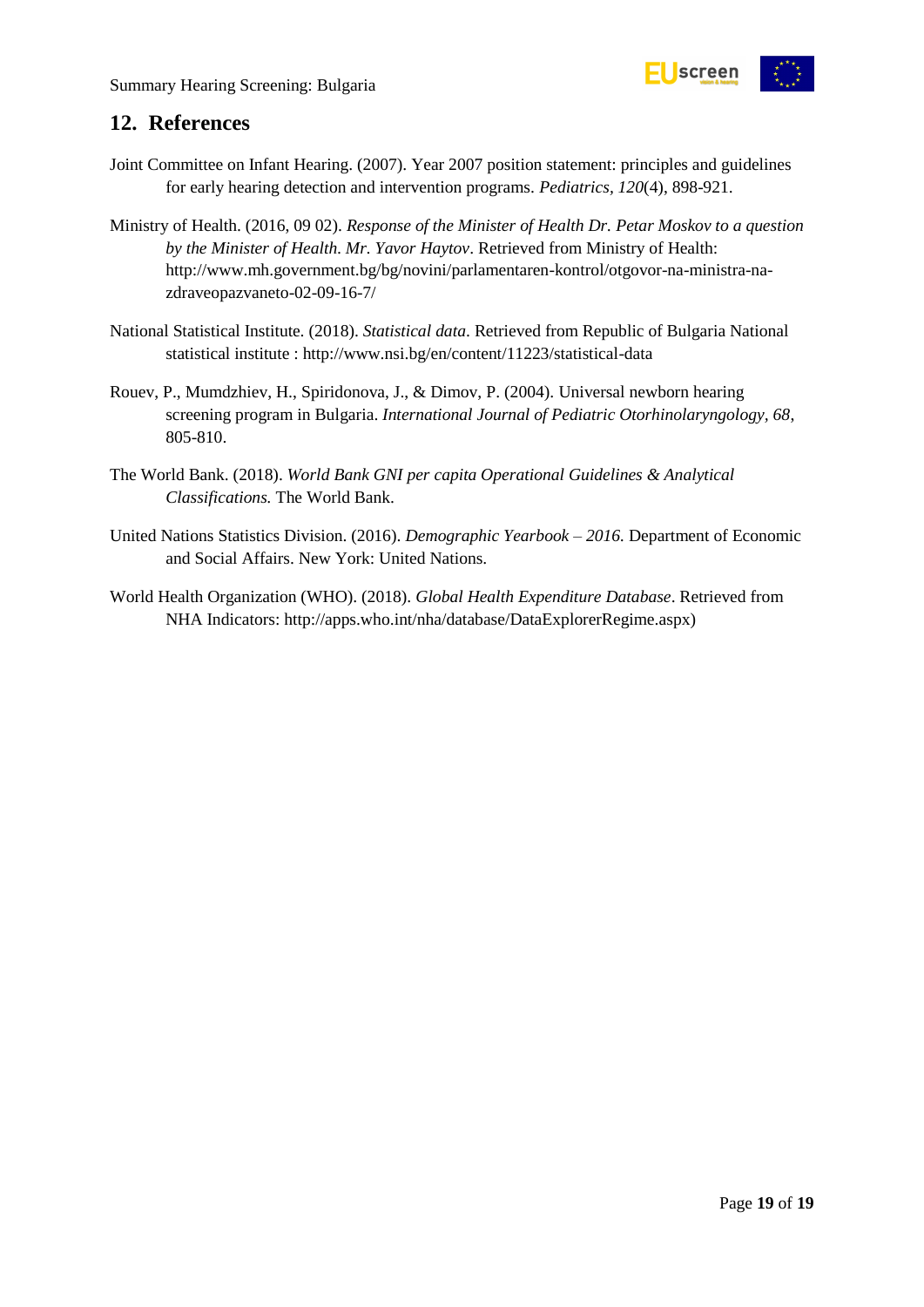## 12. References

Joint Committee on Infant Hearing. (2007). Year 2007 position statement: principles and guidelines for early hearing detection and intervention programs. *Pediatrics, 120*(4), 898-921.

Ministry of Health. (2016, 09 02). *Response of the Minister of Health Dr. Petar Moskov to a question by the Minister of Health. Mr. Yavor Haytov*. Retrieved from Ministry of Health: http://www.mh.government.bg/bg/novini/parlamentaren-kontrol/otgovor-na-ministra-na-zdraveopazvaneto-02-09-16-7/

National Statistical Institute. (2018). *Statistical data*. Retrieved from Republic of Bulgaria National statistical institute : http://www.nsi.bg/en/content/11223/statistical-data

Rouev, P., Mumdzhiev, H., Spiridonova, J., & Dimov, P. (2004). Universal newborn hearing screening program in Bulgaria. *International Journal of Pediatric Otorhinolaryngology, 68*, 805-810.

The World Bank. (2018). *World Bank GNI per capita Operational Guidelines & Analytical Classifications.* The World Bank.

United Nations Statistics Division. (2016). *Demographic Yearbook – 2016.* Department of Economic and Social Affairs. New York: United Nations.

World Health Organization (WHO). (2018). *Global Health Expenditure Database*. Retrieved from NHA Indicators: http://apps.who.int/nha/database/DataExplorerRegime.aspx)